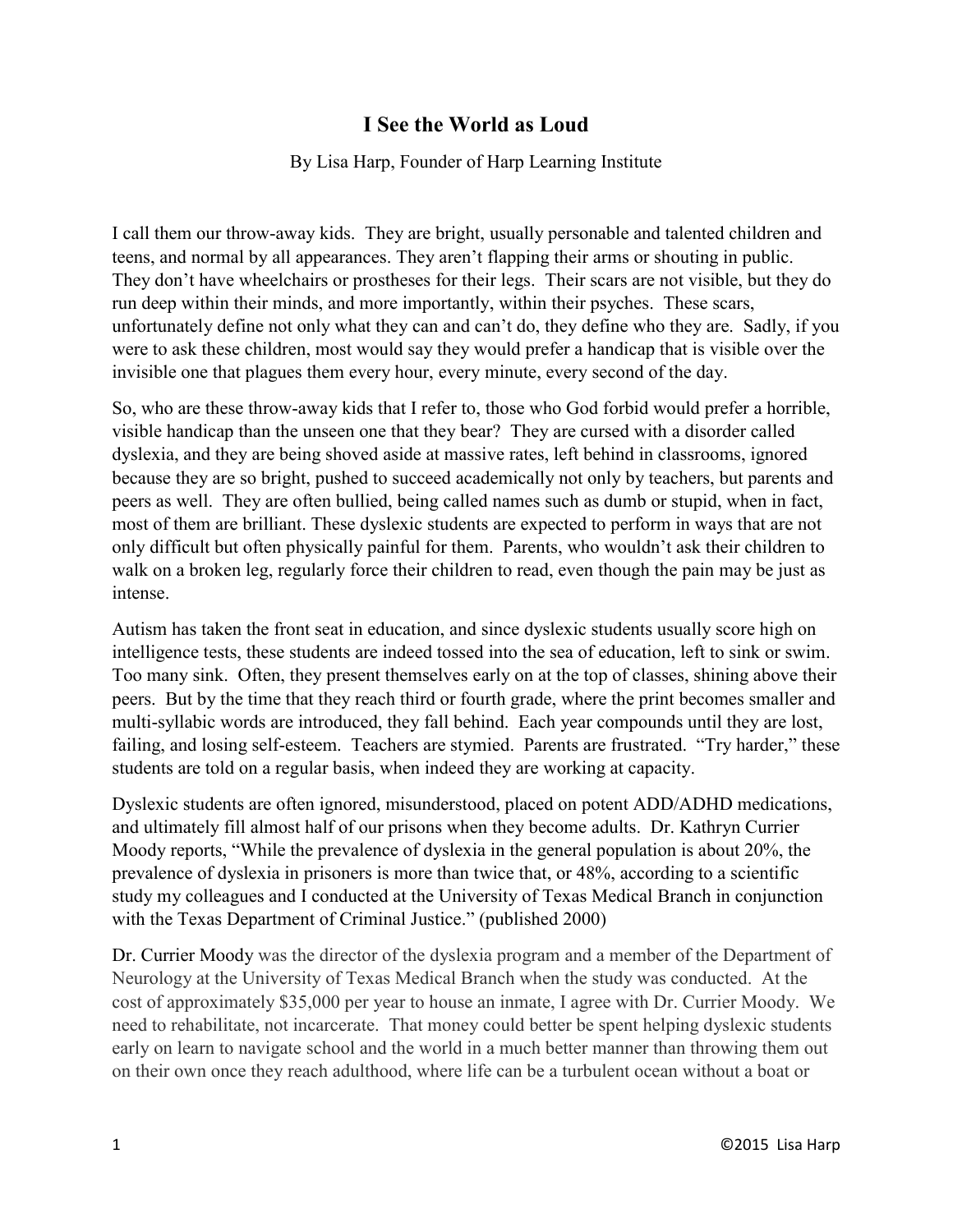# I See the World as Loud

By Lisa Harp, Founder of Harp Learning Institute

I call them our throw-away kids. They are bright, usually personable and talented children and teens, and normal by all appearances. They aren't flapping their arms or shouting in public. They don't have wheelchairs or prostheses for their legs. Their scars are not visible, but they do run deep within their minds, and more importantly, within their psyches. These scars, unfortunately define not only what they can and can't do, they define who they are. Sadly, if you were to ask these children, most would say they would prefer a handicap that is visible over the invisible one that plagues them every hour, every minute, every second of the day.

So, who are these throw-away kids that I refer to, those who God forbid would prefer a horrible, visible handicap than the unseen one that they bear? They are cursed with a disorder called dyslexia, and they are being shoved aside at massive rates, left behind in classrooms, ignored because they are so bright, pushed to succeed academically not only by teachers, but parents and peers as well. They are often bullied, being called names such as dumb or stupid, when in fact, most of them are brilliant. These dyslexic students are expected to perform in ways that are not only difficult but often physically painful for them. Parents, who wouldn't ask their children to walk on a broken leg, regularly force their children to read, even though the pain may be just as intense.

Autism has taken the front seat in education, and since dyslexic students usually score high on intelligence tests, these students are indeed tossed into the sea of education, left to sink or swim. Too many sink. Often, they present themselves early on at the top of classes, shining above their peers. But by the time that they reach third or fourth grade, where the print becomes smaller and multi-syllabic words are introduced, they fall behind. Each year compounds until they are lost, failing, and losing self-esteem. Teachers are stymied. Parents are frustrated. "Try harder," these students are told on a regular basis, when indeed they are working at capacity.

Dyslexic students are often ignored, misunderstood, placed on potent ADD/ADHD medications, and ultimately fill almost half of our prisons when they become adults. Dr. Kathryn Currier Moody reports, "While the prevalence of dyslexia in the general population is about 20%, the prevalence of dyslexia in prisoners is more than twice that, or 48%, according to a scientific study my colleagues and I conducted at the University of Texas Medical Branch in conjunction with the Texas Department of Criminal Justice." (published 2000)

Dr. Currier Moody was the director of the dyslexia program and a member of the Department of Neurology at the University of Texas Medical Branch when the study was conducted. At the cost of approximately $35,000 per year to house an inmate, I agree with Dr. Currier Moody. We need to rehabilitate, not incarcerate. That money could better be spent helping dyslexic students early on learn to navigate school and the world in a much better manner than throwing them out on their own once they reach adulthood, where life can be a turbulent ocean without a boat or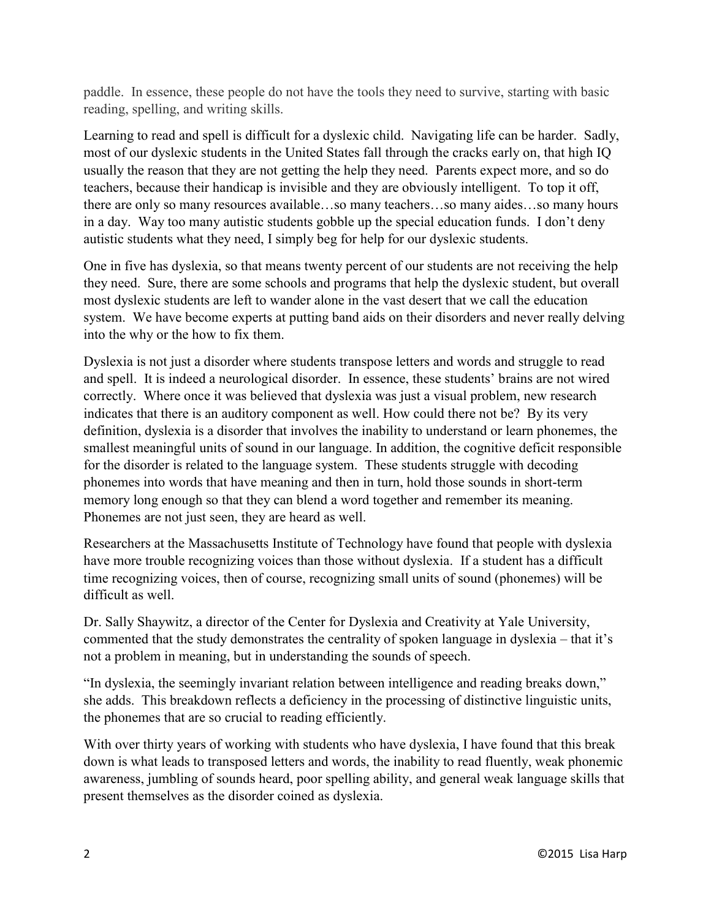paddle. In essence, these people do not have the tools they need to survive, starting with basic reading, spelling, and writing skills.

Learning to read and spell is difficult for a dyslexic child. Navigating life can be harder. Sadly, most of our dyslexic students in the United States fall through the cracks early on, that high IQ usually the reason that they are not getting the help they need. Parents expect more, and so do teachers, because their handicap is invisible and they are obviously intelligent. To top it off, there are only so many resources available…so many teachers…so many aides…so many hours in a day. Way too many autistic students gobble up the special education funds. I don't deny autistic students what they need, I simply beg for help for our dyslexic students.

One in five has dyslexia, so that means twenty percent of our students are not receiving the help they need. Sure, there are some schools and programs that help the dyslexic student, but overall most dyslexic students are left to wander alone in the vast desert that we call the education system. We have become experts at putting band aids on their disorders and never really delving into the why or the how to fix them.

Dyslexia is not just a disorder where students transpose letters and words and struggle to read and spell. It is indeed a neurological disorder. In essence, these students' brains are not wired correctly. Where once it was believed that dyslexia was just a visual problem, new research indicates that there is an auditory component as well. How could there not be? By its very definition, dyslexia is a disorder that involves the inability to understand or learn phonemes, the smallest meaningful units of sound in our language. In addition, the cognitive deficit responsible for the disorder is related to the language system. These students struggle with decoding phonemes into words that have meaning and then in turn, hold those sounds in short-term memory long enough so that they can blend a word together and remember its meaning. Phonemes are not just seen, they are heard as well.

Researchers at the Massachusetts Institute of Technology have found that people with dyslexia have more trouble recognizing voices than those without dyslexia. If a student has a difficult time recognizing voices, then of course, recognizing small units of sound (phonemes) will be difficult as well.

Dr. Sally Shaywitz, a director of the Center for Dyslexia and Creativity at Yale University, commented that the study demonstrates the centrality of spoken language in dyslexia – that it's not a problem in meaning, but in understanding the sounds of speech.

"In dyslexia, the seemingly invariant relation between intelligence and reading breaks down," she adds. This breakdown reflects a deficiency in the processing of distinctive linguistic units, the phonemes that are so crucial to reading efficiently.

With over thirty years of working with students who have dyslexia, I have found that this break down is what leads to transposed letters and words, the inability to read fluently, weak phonemic awareness, jumbling of sounds heard, poor spelling ability, and general weak language skills that present themselves as the disorder coined as dyslexia.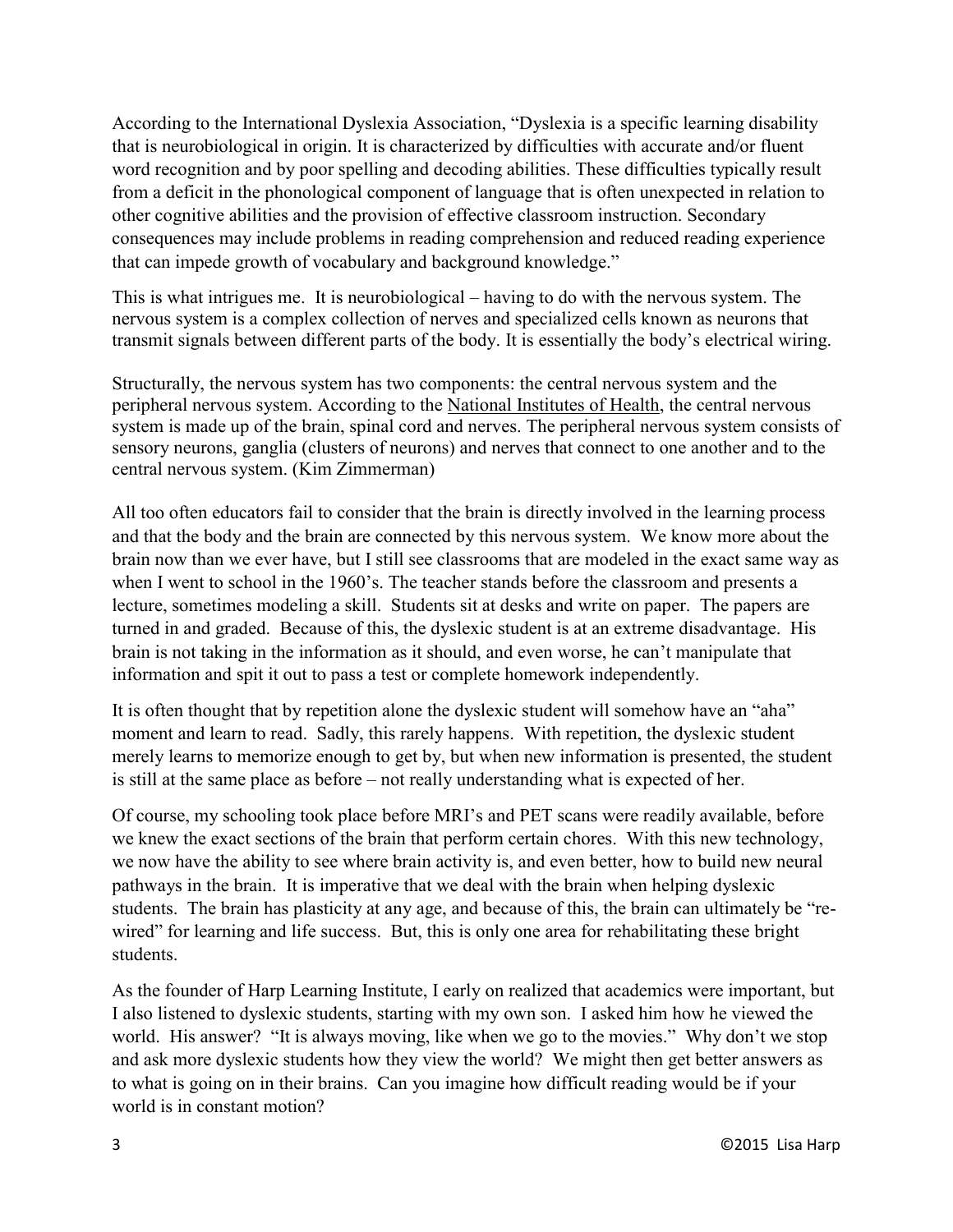According to the International Dyslexia Association, "Dyslexia is a specific learning disability that is neurobiological in origin. It is characterized by difficulties with accurate and/or fluent word recognition and by poor spelling and decoding abilities. These difficulties typically result from a deficit in the phonological component of language that is often unexpected in relation to other cognitive abilities and the provision of effective classroom instruction. Secondary consequences may include problems in reading comprehension and reduced reading experience that can impede growth of vocabulary and background knowledge."

This is what intrigues me. It is neurobiological – having to do with the nervous system. The nervous system is a complex collection of nerves and specialized cells known as neurons that transmit signals between different parts of the body. It is essentially the body's electrical wiring.

Structurally, the nervous system has two components: the central nervous system and the peripheral nervous system. According to the National Institutes of Health, the central nervous system is made up of the brain, spinal cord and nerves. The peripheral nervous system consists of sensory neurons, ganglia (clusters of neurons) and nerves that connect to one another and to the central nervous system. (Kim Zimmerman)

All too often educators fail to consider that the brain is directly involved in the learning process and that the body and the brain are connected by this nervous system. We know more about the brain now than we ever have, but I still see classrooms that are modeled in the exact same way as when I went to school in the 1960's. The teacher stands before the classroom and presents a lecture, sometimes modeling a skill. Students sit at desks and write on paper. The papers are turned in and graded. Because of this, the dyslexic student is at an extreme disadvantage. His brain is not taking in the information as it should, and even worse, he can't manipulate that information and spit it out to pass a test or complete homework independently.

It is often thought that by repetition alone the dyslexic student will somehow have an "aha" moment and learn to read. Sadly, this rarely happens. With repetition, the dyslexic student merely learns to memorize enough to get by, but when new information is presented, the student is still at the same place as before – not really understanding what is expected of her.

Of course, my schooling took place before MRI's and PET scans were readily available, before we knew the exact sections of the brain that perform certain chores. With this new technology, we now have the ability to see where brain activity is, and even better, how to build new neural pathways in the brain. It is imperative that we deal with the brain when helping dyslexic students. The brain has plasticity at any age, and because of this, the brain can ultimately be "re-wired" for learning and life success. But, this is only one area for rehabilitating these bright students.

As the founder of Harp Learning Institute, I early on realized that academics were important, but I also listened to dyslexic students, starting with my own son. I asked him how he viewed the world. His answer? "It is always moving, like when we go to the movies." Why don't we stop and ask more dyslexic students how they view the world? We might then get better answers as to what is going on in their brains. Can you imagine how difficult reading would be if your world is in constant motion?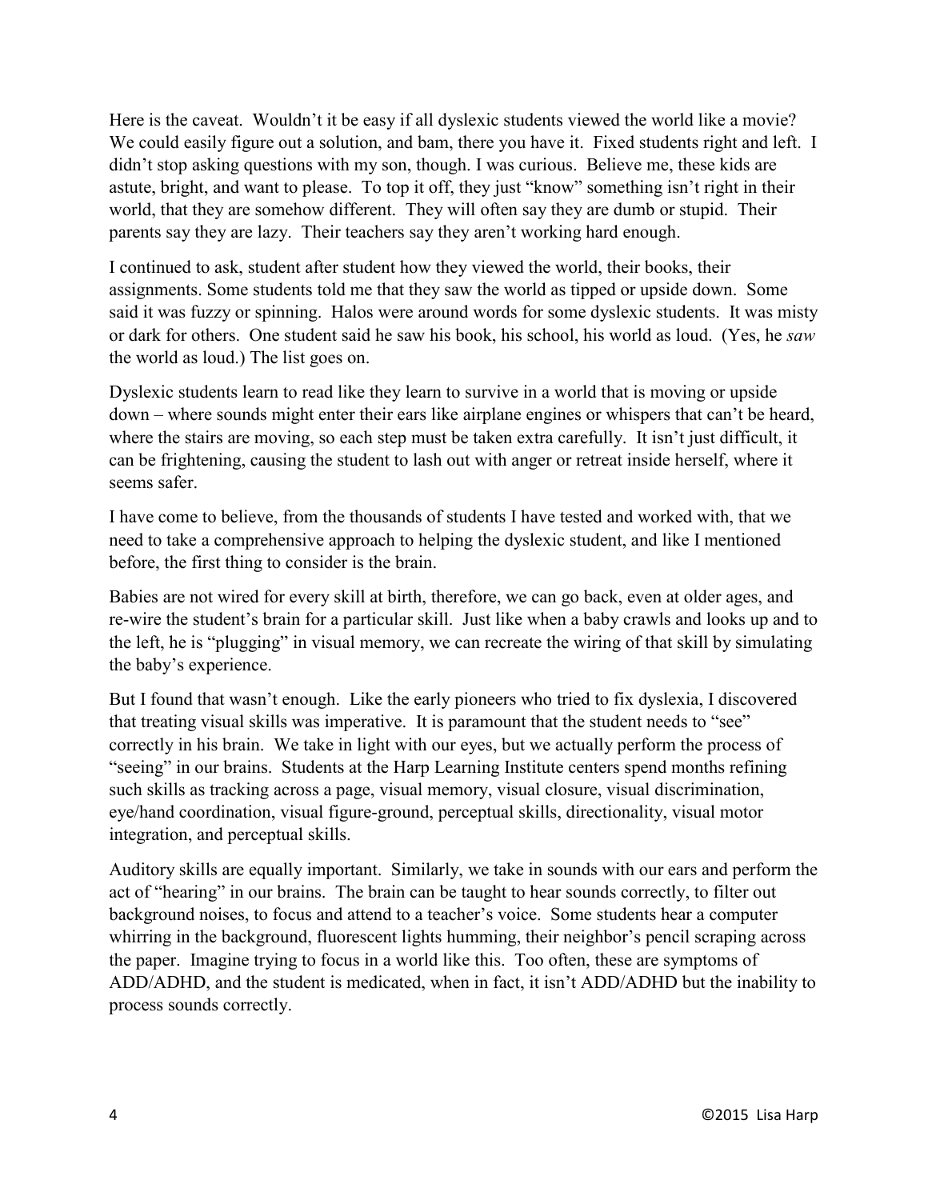Here is the caveat. Wouldn't it be easy if all dyslexic students viewed the world like a movie? We could easily figure out a solution, and bam, there you have it. Fixed students right and left. I didn't stop asking questions with my son, though. I was curious. Believe me, these kids are astute, bright, and want to please. To top it off, they just "know" something isn't right in their world, that they are somehow different. They will often say they are dumb or stupid. Their parents say they are lazy. Their teachers say they aren't working hard enough.

I continued to ask, student after student how they viewed the world, their books, their assignments. Some students told me that they saw the world as tipped or upside down. Some said it was fuzzy or spinning. Halos were around words for some dyslexic students. It was misty or dark for others. One student said he saw his book, his school, his world as loud. (Yes, he *saw* the world as loud.) The list goes on.

Dyslexic students learn to read like they learn to survive in a world that is moving or upside down – where sounds might enter their ears like airplane engines or whispers that can't be heard, where the stairs are moving, so each step must be taken extra carefully. It isn't just difficult, it can be frightening, causing the student to lash out with anger or retreat inside herself, where it seems safer.

I have come to believe, from the thousands of students I have tested and worked with, that we need to take a comprehensive approach to helping the dyslexic student, and like I mentioned before, the first thing to consider is the brain.

Babies are not wired for every skill at birth, therefore, we can go back, even at older ages, and re-wire the student's brain for a particular skill. Just like when a baby crawls and looks up and to the left, he is "plugging" in visual memory, we can recreate the wiring of that skill by simulating the baby's experience.

But I found that wasn't enough. Like the early pioneers who tried to fix dyslexia, I discovered that treating visual skills was imperative. It is paramount that the student needs to "see" correctly in his brain. We take in light with our eyes, but we actually perform the process of "seeing" in our brains. Students at the Harp Learning Institute centers spend months refining such skills as tracking across a page, visual memory, visual closure, visual discrimination, eye/hand coordination, visual figure-ground, perceptual skills, directionality, visual motor integration, and perceptual skills.

Auditory skills are equally important. Similarly, we take in sounds with our ears and perform the act of "hearing" in our brains. The brain can be taught to hear sounds correctly, to filter out background noises, to focus and attend to a teacher's voice. Some students hear a computer whirring in the background, fluorescent lights humming, their neighbor's pencil scraping across the paper. Imagine trying to focus in a world like this. Too often, these are symptoms of ADD/ADHD, and the student is medicated, when in fact, it isn't ADD/ADHD but the inability to process sounds correctly.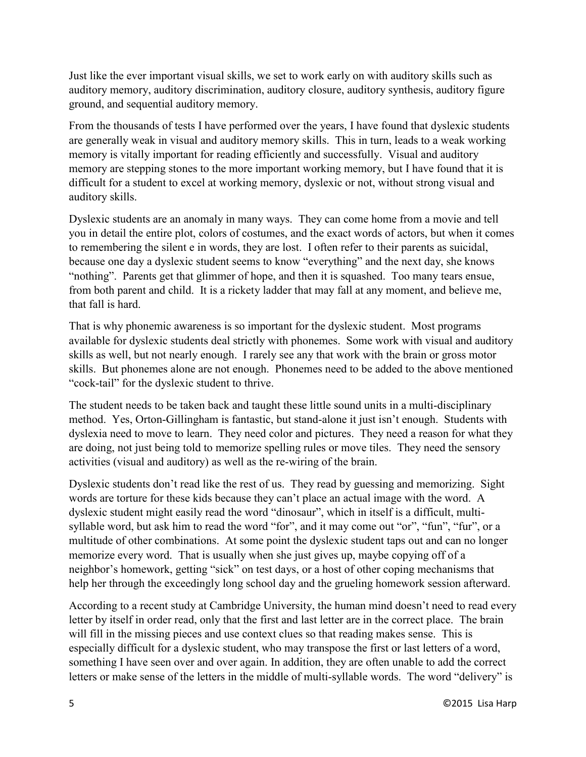Just like the ever important visual skills, we set to work early on with auditory skills such as auditory memory, auditory discrimination, auditory closure, auditory synthesis, auditory figure ground, and sequential auditory memory.

From the thousands of tests I have performed over the years, I have found that dyslexic students are generally weak in visual and auditory memory skills. This in turn, leads to a weak working memory is vitally important for reading efficiently and successfully. Visual and auditory memory are stepping stones to the more important working memory, but I have found that it is difficult for a student to excel at working memory, dyslexic or not, without strong visual and auditory skills.

Dyslexic students are an anomaly in many ways. They can come home from a movie and tell you in detail the entire plot, colors of costumes, and the exact words of actors, but when it comes to remembering the silent e in words, they are lost. I often refer to their parents as suicidal, because one day a dyslexic student seems to know "everything" and the next day, she knows "nothing". Parents get that glimmer of hope, and then it is squashed. Too many tears ensue, from both parent and child. It is a rickety ladder that may fall at any moment, and believe me, that fall is hard.

That is why phonemic awareness is so important for the dyslexic student. Most programs available for dyslexic students deal strictly with phonemes. Some work with visual and auditory skills as well, but not nearly enough. I rarely see any that work with the brain or gross motor skills. But phonemes alone are not enough. Phonemes need to be added to the above mentioned "cock-tail" for the dyslexic student to thrive.

The student needs to be taken back and taught these little sound units in a multi-disciplinary method. Yes, Orton-Gillingham is fantastic, but stand-alone it just isn't enough. Students with dyslexia need to move to learn. They need color and pictures. They need a reason for what they are doing, not just being told to memorize spelling rules or move tiles. They need the sensory activities (visual and auditory) as well as the re-wiring of the brain.

Dyslexic students don't read like the rest of us. They read by guessing and memorizing. Sight words are torture for these kids because they can't place an actual image with the word. A dyslexic student might easily read the word "dinosaur", which in itself is a difficult, multi-syllable word, but ask him to read the word "for", and it may come out "or", "fun", "fur", or a multitude of other combinations. At some point the dyslexic student taps out and can no longer memorize every word. That is usually when she just gives up, maybe copying off of a neighbor's homework, getting "sick" on test days, or a host of other coping mechanisms that help her through the exceedingly long school day and the grueling homework session afterward.

According to a recent study at Cambridge University, the human mind doesn't need to read every letter by itself in order read, only that the first and last letter are in the correct place. The brain will fill in the missing pieces and use context clues so that reading makes sense. This is especially difficult for a dyslexic student, who may transpose the first or last letters of a word, something I have seen over and over again. In addition, they are often unable to add the correct letters or make sense of the letters in the middle of multi-syllable words. The word "delivery" is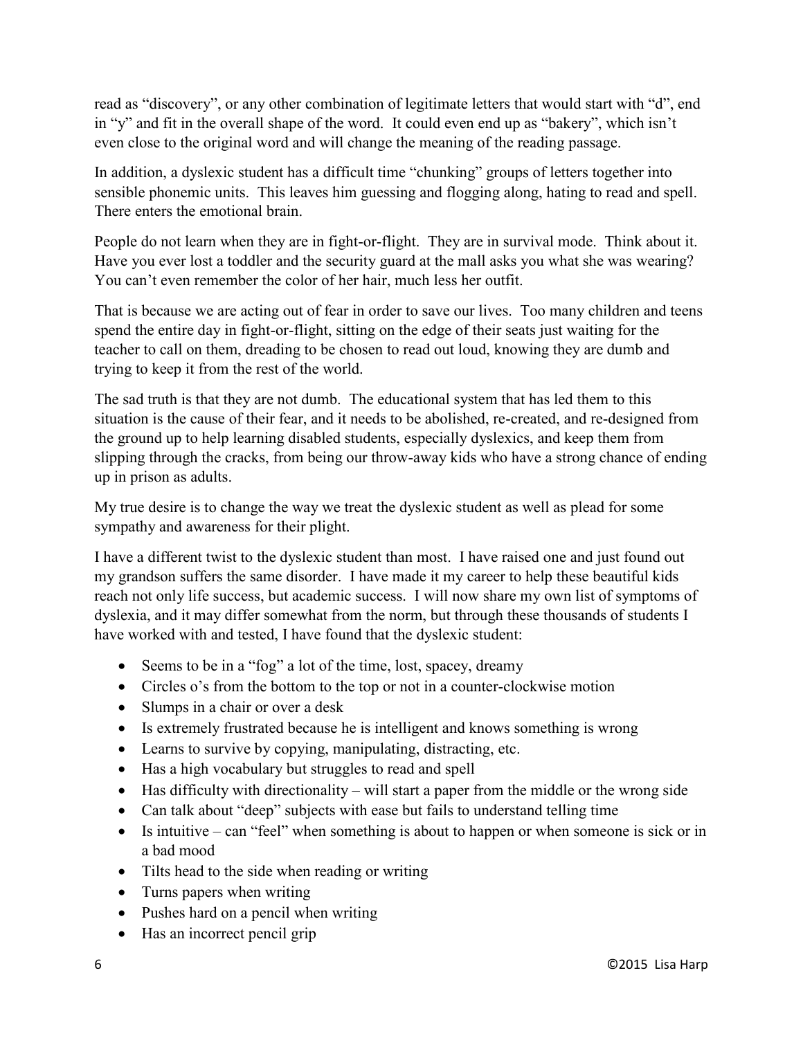read as "discovery", or any other combination of legitimate letters that would start with "d", end in "y" and fit in the overall shape of the word. It could even end up as "bakery", which isn't even close to the original word and will change the meaning of the reading passage.

In addition, a dyslexic student has a difficult time "chunking" groups of letters together into sensible phonemic units. This leaves him guessing and flogging along, hating to read and spell. There enters the emotional brain.

People do not learn when they are in fight-or-flight. They are in survival mode. Think about it. Have you ever lost a toddler and the security guard at the mall asks you what she was wearing? You can't even remember the color of her hair, much less her outfit.

That is because we are acting out of fear in order to save our lives. Too many children and teens spend the entire day in fight-or-flight, sitting on the edge of their seats just waiting for the teacher to call on them, dreading to be chosen to read out loud, knowing they are dumb and trying to keep it from the rest of the world.

The sad truth is that they are not dumb. The educational system that has led them to this situation is the cause of their fear, and it needs to be abolished, re-created, and re-designed from the ground up to help learning disabled students, especially dyslexics, and keep them from slipping through the cracks, from being our throw-away kids who have a strong chance of ending up in prison as adults.

My true desire is to change the way we treat the dyslexic student as well as plead for some sympathy and awareness for their plight.

I have a different twist to the dyslexic student than most. I have raised one and just found out my grandson suffers the same disorder. I have made it my career to help these beautiful kids reach not only life success, but academic success. I will now share my own list of symptoms of dyslexia, and it may differ somewhat from the norm, but through these thousands of students I have worked with and tested, I have found that the dyslexic student:

- Seems to be in a "fog" a lot of the time, lost, spacey, dreamy
- Circles o's from the bottom to the top or not in a counter-clockwise motion
- Slumps in a chair or over a desk
- Is extremely frustrated because he is intelligent and knows something is wrong
- Learns to survive by copying, manipulating, distracting, etc.
- Has a high vocabulary but struggles to read and spell
- Has difficulty with directionality – will start a paper from the middle or the wrong side
- Can talk about "deep" subjects with ease but fails to understand telling time
- Is intuitive – can "feel" when something is about to happen or when someone is sick or in a bad mood
- Tilts head to the side when reading or writing
- Turns papers when writing
- Pushes hard on a pencil when writing
- Has an incorrect pencil grip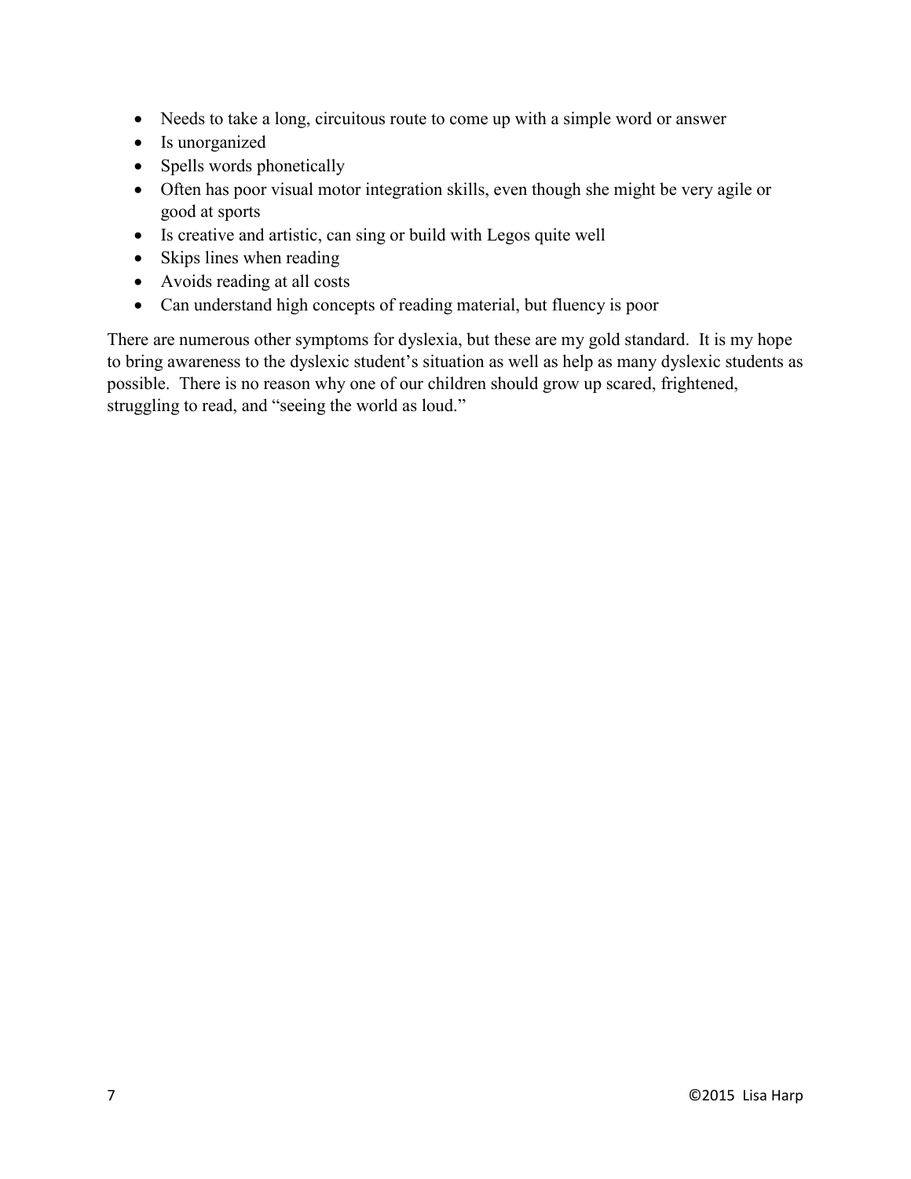- Needs to take a long, circuitous route to come up with a simple word or answer
- Is unorganized
- Spells words phonetically
- Often has poor visual motor integration skills, even though she might be very agile or good at sports
- Is creative and artistic, can sing or build with Legos quite well
- Skips lines when reading
- Avoids reading at all costs
- Can understand high concepts of reading material, but fluency is poor

There are numerous other symptoms for dyslexia, but these are my gold standard. It is my hope to bring awareness to the dyslexic student's situation as well as help as many dyslexic students as possible. There is no reason why one of our children should grow up scared, frightened, struggling to read, and "seeing the world as loud."